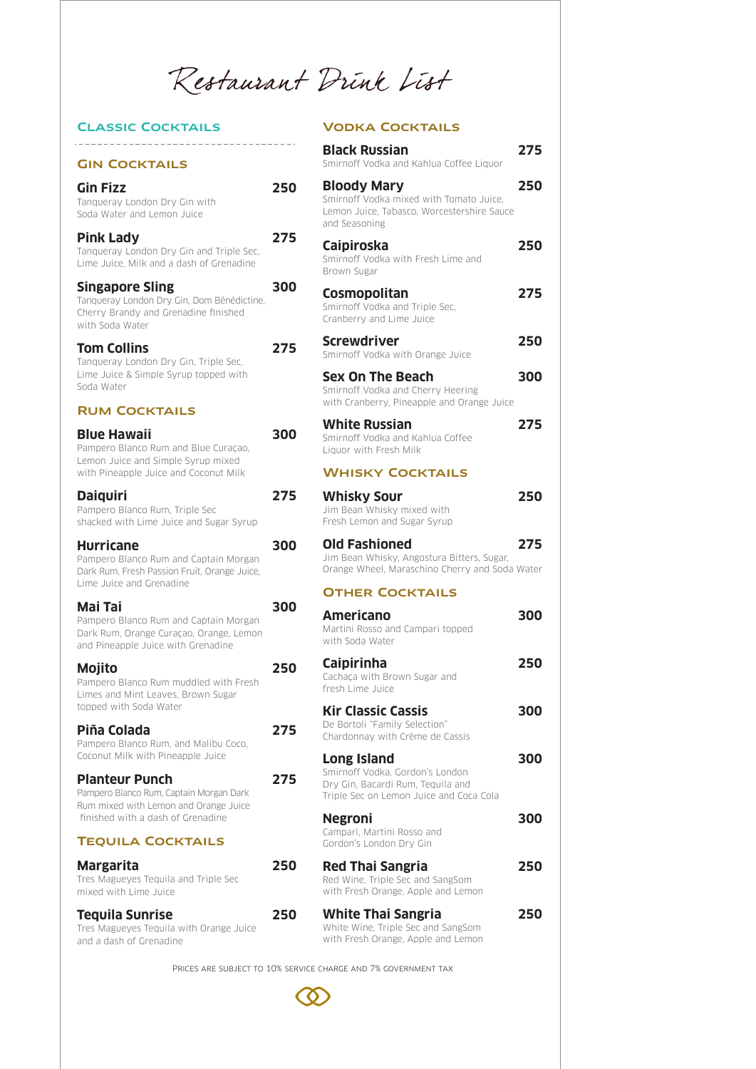# Restaurant Drink List

## Classic Cocktails

### Gin Cocktails

**Gin Fizz** 250
Tanqueray London Dry Gin with Soda Water and Lemon Juice

**Pink Lady** 275
Tanqueray London Dry Gin and Triple Sec, Lime Juice, Milk and a dash of Grenadine

**Singapore Sling** 300
Tanqueray London Dry Gin, Dom Bénédictine, Cherry Brandy and Grenadine finished with Soda Water

**Tom Collins** 275
Tanqueray London Dry Gin, Triple Sec, Lime Juice & Simple Syrup topped with Soda Water

### Rum Cocktails

**Blue Hawaii** 300
Pampero Blanco Rum and Blue Curaçao, Lemon Juice and Simple Syrup mixed with Pineapple Juice and Coconut Milk

**Daiquiri** 275
Pampero Blanco Rum, Triple Sec shacked with Lime Juice and Sugar Syrup

**Hurricane** 300
Pampero Blanco Rum and Captain Morgan Dark Rum, Fresh Passion Fruit, Orange Juice, Lime Juice and Grenadine

**Mai Tai** 300
Pampero Blanco Rum and Captain Morgan Dark Rum, Orange Curaçao, Orange, Lemon and Pineapple Juice with Grenadine

**Mojito** 250
Pampero Blanco Rum muddled with Fresh Limes and Mint Leaves, Brown Sugar topped with Soda Water

**Piña Colada** 275
Pampero Blanco Rum, and Malibu Coco, Coconut Milk with Pineapple Juice

**Planteur Punch** 275
Pampero Blanco Rum, Captain Morgan Dark Rum mixed with Lemon and Orange Juice finished with a dash of Grenadine

### Tequila Cocktails

**Margarita** 250
Tres Magueyes Tequila and Triple Sec mixed with Lime Juice

**Tequila Sunrise** 250
Tres Magueyes Tequila with Orange Juice and a dash of Grenadine

### Vodka Cocktails

**Black Russian** 275
Smirnoff Vodka and Kahlua Coffee Liquor

**Bloody Mary** 250
Smirnoff Vodka mixed with Tomato Juice, Lemon Juice, Tabasco, Worcestershire Sauce and Seasoning

**Caipiroska** 250
Smirnoff Vodka with Fresh Lime and Brown Sugar

**Cosmopolitan** 275
Smirnoff Vodka and Triple Sec, Cranberry and Lime Juice

**Screwdriver** 250
Smirnoff Vodka with Orange Juice

**Sex On The Beach** 300
Smirnoff Vodka and Cherry Heering with Cranberry, Pineapple and Orange Juice

**White Russian** 275
Smirnoff Vodka and Kahlua Coffee Liquor with Fresh Milk

### Whisky Cocktails

**Whisky Sour** 250
Jim Bean Whisky mixed with Fresh Lemon and Sugar Syrup

**Old Fashioned** 275
Jim Bean Whisky, Angostura Bitters, Sugar, Orange Wheel, Maraschino Cherry and Soda Water

### Other Cocktails

**Americano** 300
Martini Rosso and Campari topped with Soda Water

**Caipirinha** 250
Cachaça with Brown Sugar and fresh Lime Juice

**Kir Classic Cassis** 300
De Bortoli "Family Selection" Chardonnay with Crème de Cassis

**Long Island** 300
Smirnoff Vodka, Gordon's London Dry Gin, Bacardi Rum, Tequila and Triple Sec on Lemon Juice and Coca Cola

**Negroni** 300
Campari, Martini Rosso and Gordon's London Dry Gin

**Red Thai Sangria** 250
Red Wine, Triple Sec and SangSom with Fresh Orange, Apple and Lemon

**White Thai Sangria** 250
White Wine, Triple Sec and SangSom with Fresh Orange, Apple and Lemon

Prices are subject to 10% service charge and 7% government tax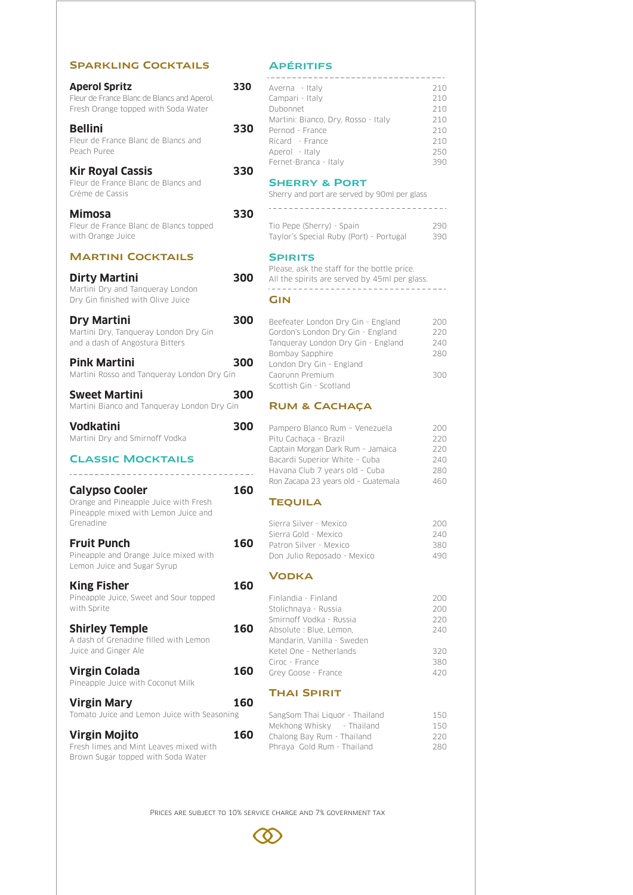## Sparkling Cocktails

**Aperol Spritz** — 330
Fleur de France Blanc de Blancs and Aperol, Fresh Orange topped with Soda Water

**Bellini** — 330
Fleur de France Blanc de Blancs and Peach Puree

**Kir Royal Cassis** — 330
Fleur de France Blanc de Blancs and Crème de Cassis

**Mimosa** — 330
Fleur de France Blanc de Blancs topped with Orange Juice

## Martini Cocktails

**Dirty Martini** — 300
Martini Dry and Tanqueray London Dry Gin finished with Olive Juice

**Dry Martini** — 300
Martini Dry, Tanqueray London Dry Gin and a dash of Angostura Bitters

**Pink Martini** — 300
Martini Rosso and Tanqueray London Dry Gin

**Sweet Martini** — 300
Martini Bianco and Tanqueray London Dry Gin

**Vodkatini** — 300
Martini Dry and Smirnoff Vodka

## Classic Mocktails

**Calypso Cooler** — 160
Orange and Pineapple Juice with Fresh Pineapple mixed with Lemon Juice and Grenadine

**Fruit Punch** — 160
Pineapple and Orange Juice mixed with Lemon Juice and Sugar Syrup

**King Fisher** — 160
Pineapple Juice, Sweet and Sour topped with Sprite

**Shirley Temple** — 160
A dash of Grenadine filled with Lemon Juice and Ginger Ale

**Virgin Colada** — 160
Pineapple Juice with Coconut Milk

**Virgin Mary** — 160
Tomato Juice and Lemon Juice with Seasoning

**Virgin Mojito** — 160
Fresh limes and Mint Leaves mixed with Brown Sugar topped with Soda Water

## Apéritifs

| Item | Price |
|---|---|
| Averna - Italy | 210 |
| Campari - Italy | 210 |
| Dubonnet | 210 |
| Martini: Bianco, Dry, Rosso - Italy | 210 |
| Pernod - France | 210 |
| Ricard - France | 210 |
| Aperol - Italy | 250 |
| Fernet-Branca - Italy | 390 |

## Sherry & Port

Sherry and port are served by 90ml per glass

| Item | Price |
|---|---|
| Tio Pepe (Sherry) - Spain | 290 |
| Taylor's Special Ruby (Port) - Portugal | 390 |

## Spirits

Please, ask the staff for the bottle price.
All the spirits are served by 45ml per glass.

### Gin

| Item | Price |
|---|---|
| Beefeater London Dry Gin - England | 200 |
| Gordon's London Dry Gin - England | 220 |
| Tanqueray London Dry Gin - England | 240 |
| Bombay Sapphire London Dry Gin - England | 280 |
| Caorunn Premium Scottish Gin - Scotland | 300 |

### Rum & Cachaça

| Item | Price |
|---|---|
| Pampero Blanco Rum – Venezuela | 200 |
| Pitu Cachaça – Brazil | 220 |
| Captain Morgan Dark Rum – Jamaica | 220 |
| Bacardi Superior White – Cuba | 240 |
| Havana Club 7 years old – Cuba | 280 |
| Ron Zacapa 23 years old – Guatemala | 460 |

### Tequila

| Item | Price |
|---|---|
| Sierra Silver - Mexico | 200 |
| Sierra Gold - Mexico | 240 |
| Patron Silver - Mexico | 380 |
| Don Julio Reposado - Mexico | 490 |

### Vodka

| Item | Price |
|---|---|
| Finlandia - Finland | 200 |
| Stolichnaya - Russia | 200 |
| Smirnoff Vodka - Russia | 220 |
| Absolute : Blue, Lemon, Mandarin, Vanilla - Sweden | 240 |
| Ketel One - Netherlands | 320 |
| Ciroc - France | 380 |
| Grey Goose - France | 420 |

### Thai Spirit

| Item | Price |
|---|---|
| SangSom Thai Liquor - Thailand | 150 |
| Mekhong Whisky - Thailand | 150 |
| Chalong Bay Rum - Thailand | 220 |
| Phraya Gold Rum - Thailand | 280 |

Prices are subject to 10% service charge and 7% government tax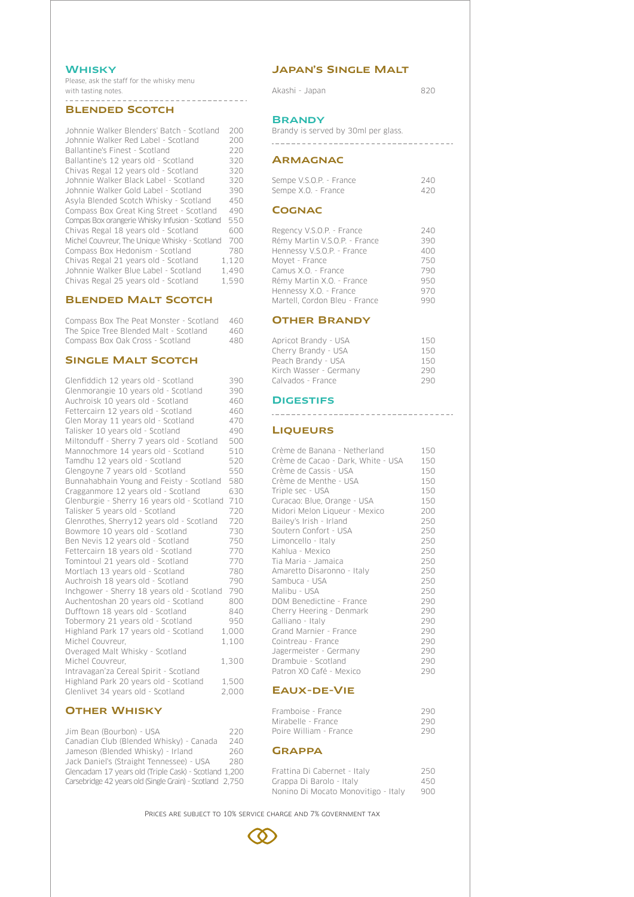## Whisky

Please, ask the staff for the whisky menu with tasting notes.

### Blended Scotch

| Item | Price |
|---|---|
| Johnnie Walker Blenders' Batch - Scotland | 200 |
| Johnnie Walker Red Label - Scotland | 200 |
| Ballantine's Finest - Scotland | 220 |
| Ballantine's 12 years old - Scotland | 320 |
| Chivas Regal 12 years old - Scotland | 320 |
| Johnnie Walker Black Label - Scotland | 320 |
| Johnnie Walker Gold Label - Scotland | 390 |
| Asyla Blended Scotch Whisky - Scotland | 450 |
| Compass Box Great King Street - Scotland | 490 |
| Compas Box orangerie Whisky Infusion - Scotland | 550 |
| Chivas Regal 18 years old - Scotland | 600 |
| Michel Couvreur, The Unique Whisky - Scotland | 700 |
| Compass Box Hedonism - Scotland | 780 |
| Chivas Regal 21 years old - Scotland | 1,120 |
| Johnnie Walker Blue Label - Scotland | 1,490 |
| Chivas Regal 25 years old - Scotland | 1,590 |

### Blended Malt Scotch

| Item | Price |
|---|---|
| Compass Box The Peat Monster - Scotland | 460 |
| The Spice Tree Blended Malt - Scotland | 460 |
| Compass Box Oak Cross - Scotland | 480 |

### Single Malt Scotch

| Item | Price |
|---|---|
| Glenfiddich 12 years old - Scotland | 390 |
| Glenmorangie 10 years old - Scotland | 390 |
| Auchroisk 10 years old - Scotland | 460 |
| Fettercairn 12 years old - Scotland | 460 |
| Glen Moray 11 years old - Scotland | 470 |
| Talisker 10 years old - Scotland | 490 |
| Miltonduff - Sherry 7 years old - Scotland | 500 |
| Mannochmore 14 years old - Scotland | 510 |
| Tamdhu 12 years old - Scotland | 520 |
| Glengoyne 7 years old - Scotland | 550 |
| Bunnahabhain Young and Feisty - Scotland | 580 |
| Cragganmore 12 years old - Scotland | 630 |
| Glenburgie - Sherry 16 years old - Scotland | 710 |
| Talisker 5 years old - Scotland | 720 |
| Glenrothes, Sherry12 years old - Scotland | 720 |
| Bowmore 10 years old - Scotland | 730 |
| Ben Nevis 12 years old - Scotland | 750 |
| Fettercairn 18 years old - Scotland | 770 |
| Tomintoul 21 years old - Scotland | 770 |
| Mortlach 13 years old - Scotland | 780 |
| Auchroish 18 years old - Scotland | 790 |
| Inchgower - Sherry 18 years old - Scotland | 790 |
| Auchentoshan 20 years old - Scotland | 800 |
| Dufftown 18 years old - Scotland | 840 |
| Tobermory 21 years old - Scotland | 950 |
| Highland Park 17 years old - Scotland | 1,000 |
| Michel Couvreur, Overaged Malt Whisky - Scotland | 1,100 |
| Michel Couvreur, Intravagan'za Cereal Spirit - Scotland | 1,300 |
| Highland Park 20 years old - Scotland | 1,500 |
| Glenlivet 34 years old - Scotland | 2,000 |

### Other Whisky

| Item | Price |
|---|---|
| Jim Bean (Bourbon) - USA | 220 |
| Canadian Club (Blended Whisky) - Canada | 240 |
| Jameson (Blended Whisky) - Irland | 260 |
| Jack Daniel's (Straight Tennessee) - USA | 280 |
| Glencadam 17 years old (Triple Cask) - Scotland | 1,200 |
| Carsebridge 42 years old (Single Grain) - Scotland | 2,750 |

### Japan's Single Malt

| Item | Price |
|---|---|
| Akashi - Japan | 820 |

## Brandy

Brandy is served by 30ml per glass.

### Armagnac

| Item | Price |
|---|---|
| Sempe V.S.O.P. - France | 240 |
| Sempe X.O. - France | 420 |

### Cognac

| Item | Price |
|---|---|
| Regency V.S.O.P. - France | 240 |
| Rémy Martin V.S.O.P. - France | 390 |
| Hennessy V.S.O.P. - France | 400 |
| Moyet - France | 750 |
| Camus X.O. - France | 790 |
| Rémy Martin X.O. - France | 950 |
| Hennessy X.O. - France | 970 |
| Martell, Cordon Bleu - France | 990 |

### Other Brandy

| Item | Price |
|---|---|
| Apricot Brandy - USA | 150 |
| Cherry Brandy - USA | 150 |
| Peach Brandy - USA | 150 |
| Kirch Wasser - Germany | 290 |
| Calvados - France | 290 |

## Digestifs

### Liqueurs

| Item | Price |
|---|---|
| Crème de Banana - Netherland | 150 |
| Crème de Cacao - Dark, White - USA | 150 |
| Crème de Cassis - USA | 150 |
| Crème de Menthe - USA | 150 |
| Triple sec - USA | 150 |
| Curacao: Blue, Orange - USA | 150 |
| Midori Melon Liqueur - Mexico | 200 |
| Bailey's Irish - Irland | 250 |
| Soutern Confort - USA | 250 |
| Limoncello - Italy | 250 |
| Kahlua - Mexico | 250 |
| Tia Maria - Jamaica | 250 |
| Amaretto Disaronno - Italy | 250 |
| Sambuca - USA | 250 |
| Malibu - USA | 250 |
| DOM Benedictine - France | 290 |
| Cherry Heering - Denmark | 290 |
| Galliano - Italy | 290 |
| Grand Marnier - France | 290 |
| Cointreau - France | 290 |
| Jagermeister - Germany | 290 |
| Drambuie - Scotland | 290 |
| Patron XO Café - Mexico | 290 |

### Eaux-de-Vie

| Item | Price |
|---|---|
| Framboise - France | 290 |
| Mirabelle - France | 290 |
| Poire William - France | 290 |

### Grappa

| Item | Price |
|---|---|
| Frattina Di Cabernet - Italy | 250 |
| Grappa Di Barolo - Italy | 450 |
| Nonino Di Mocato Monovitigo - Italy | 900 |

Prices are subject to 10% service charge and 7% government tax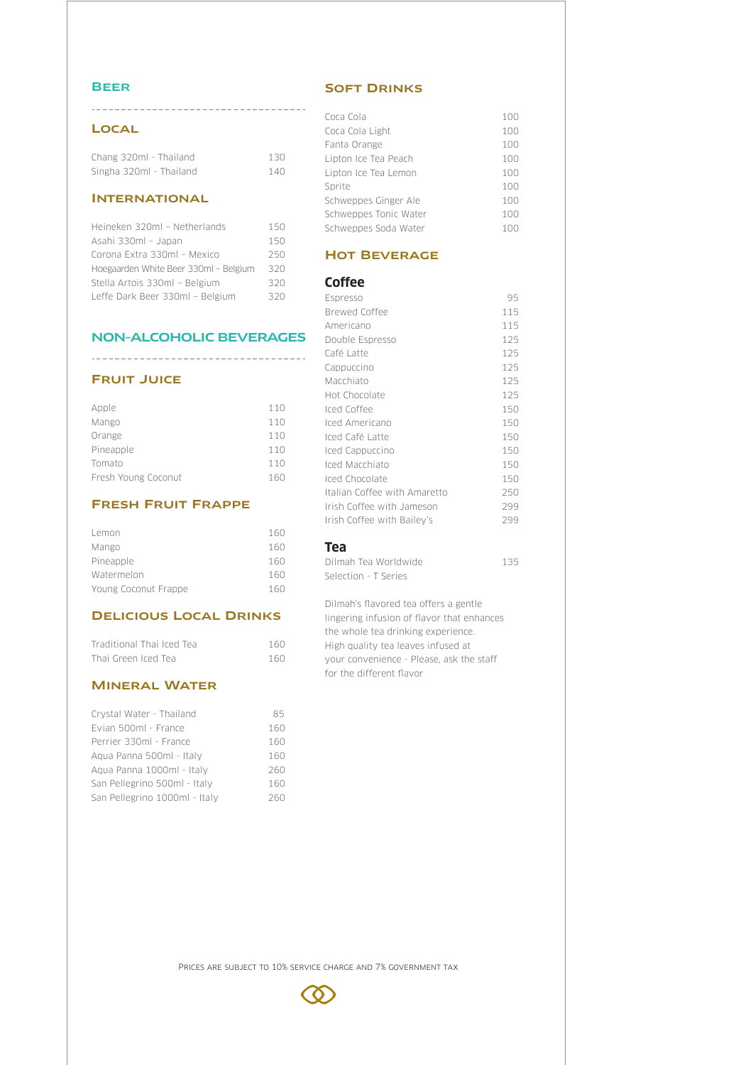## Beer

### Local

| | |
|---|---|
| Chang 320ml - Thailand | 130 |
| Singha 320ml - Thailand | 140 |

### International

| | |
|---|---|
| Heineken 320ml – Netherlands | 150 |
| Asahi 330ml – Japan | 150 |
| Corona Extra 330ml – Mexico | 250 |
| Hoegaarden White Beer 330ml – Belgium | 320 |
| Stella Artois 330ml – Belgium | 320 |
| Leffe Dark Beer 330ml – Belgium | 320 |

## Non-Alcoholic Beverages

### Fruit Juice

| | |
|---|---|
| Apple | 110 |
| Mango | 110 |
| Orange | 110 |
| Pineapple | 110 |
| Tomato | 110 |
| Fresh Young Coconut | 160 |

### Fresh Fruit Frappe

| | |
|---|---|
| Lemon | 160 |
| Mango | 160 |
| Pineapple | 160 |
| Watermelon | 160 |
| Young Coconut Frappe | 160 |

### Delicious Local Drinks

| | |
|---|---|
| Traditional Thai Iced Tea | 160 |
| Thai Green Iced Tea | 160 |

### Mineral Water

| | |
|---|---|
| Crystal Water - Thailand | 85 |
| Evian 500ml - France | 160 |
| Perrier 330ml - France | 160 |
| Aqua Panna 500ml - Italy | 160 |
| Aqua Panna 1000ml - Italy | 260 |
| San Pellegrino 500ml - Italy | 160 |
| San Pellegrino 1000ml - Italy | 260 |

### Soft Drinks

| | |
|---|---|
| Coca Cola | 100 |
| Coca Cola Light | 100 |
| Fanta Orange | 100 |
| Lipton Ice Tea Peach | 100 |
| Lipton Ice Tea Lemon | 100 |
| Sprite | 100 |
| Schweppes Ginger Ale | 100 |
| Schweppes Tonic Water | 100 |
| Schweppes Soda Water | 100 |

### Hot Beverage

#### Coffee

| | |
|---|---|
| Espresso | 95 |
| Brewed Coffee | 115 |
| Americano | 115 |
| Double Espresso | 125 |
| Café Latte | 125 |
| Cappuccino | 125 |
| Macchiato | 125 |
| Hot Chocolate | 125 |
| Iced Coffee | 150 |
| Iced Americano | 150 |
| Iced Café Latte | 150 |
| Iced Cappuccino | 150 |
| Iced Macchiato | 150 |
| Iced Chocolate | 150 |
| Italian Coffee with Amaretto | 250 |
| Irish Coffee with Jameson | 299 |
| Irish Coffee with Bailey's | 299 |

#### Tea

| | |
|---|---|
| Dilmah Tea Worldwide Selection - T Series | 135 |

Dilmah's flavored tea offers a gentle lingering infusion of flavor that enhances the whole tea drinking experience. High quality tea leaves infused at your convenience - Please, ask the staff for the different flavor

Prices are subject to 10% service charge and 7% government tax